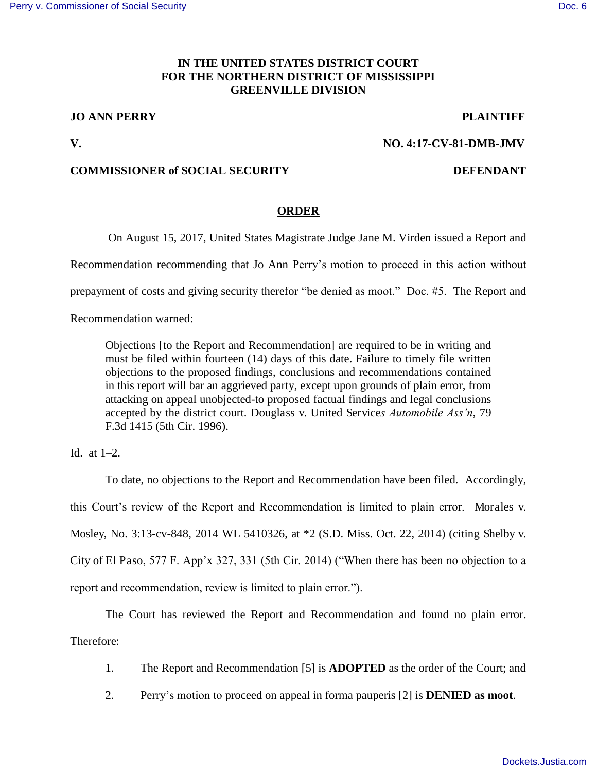**IN THE UNITED STATES DISTRICT COURT**
**FOR THE NORTHERN DISTRICT OF MISSISSIPPI**
**GREENVILLE DIVISION**

**JO ANN PERRY** **PLAINTIFF**

**V.** **NO. 4:17-CV-81-DMB-JMV**

**COMMISSIONER of SOCIAL SECURITY** **DEFENDANT**

## ORDER

On August 15, 2017, United States Magistrate Judge Jane M. Virden issued a Report and Recommendation recommending that Jo Ann Perry's motion to proceed in this action without prepayment of costs and giving security therefor "be denied as moot." Doc. #5. The Report and Recommendation warned:

> Objections [to the Report and Recommendation] are required to be in writing and must be filed within fourteen (14) days of this date. Failure to timely file written objections to the proposed findings, conclusions and recommendations contained in this report will bar an aggrieved party, except upon grounds of plain error, from attacking on appeal unobjected-to proposed factual findings and legal conclusions accepted by the district court. Douglass v. United Service*s Automobile Ass'n*, 79 F.3d 1415 (5th Cir. 1996).

Id. at 1–2.

To date, no objections to the Report and Recommendation have been filed. Accordingly, this Court's review of the Report and Recommendation is limited to plain error. Morales v. Mosley, No. 3:13-cv-848, 2014 WL 5410326, at *2 (S.D. Miss. Oct. 22, 2014) (citing Shelby v. City of El Paso, 577 F. App'x 327, 331 (5th Cir. 2014) ("When there has been no objection to a report and recommendation, review is limited to plain error.").

The Court has reviewed the Report and Recommendation and found no plain error. Therefore:

1. The Report and Recommendation [5] is **ADOPTED** as the order of the Court; and
2. Perry's motion to proceed on appeal in forma pauperis [2] is **DENIED as moot**.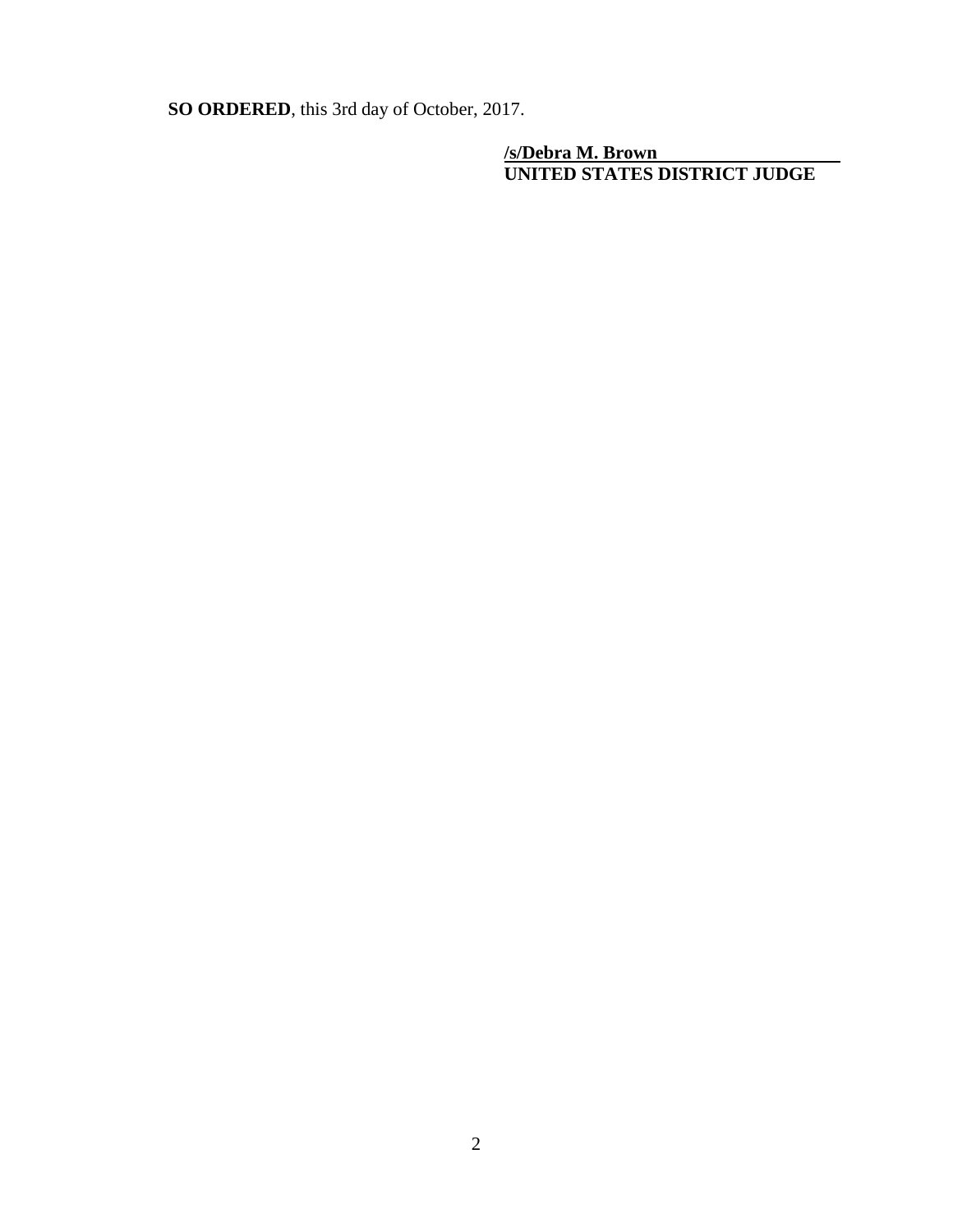**SO ORDERED**, this 3rd day of October, 2017.

**/s/Debra M. Brown**
**UNITED STATES DISTRICT JUDGE**